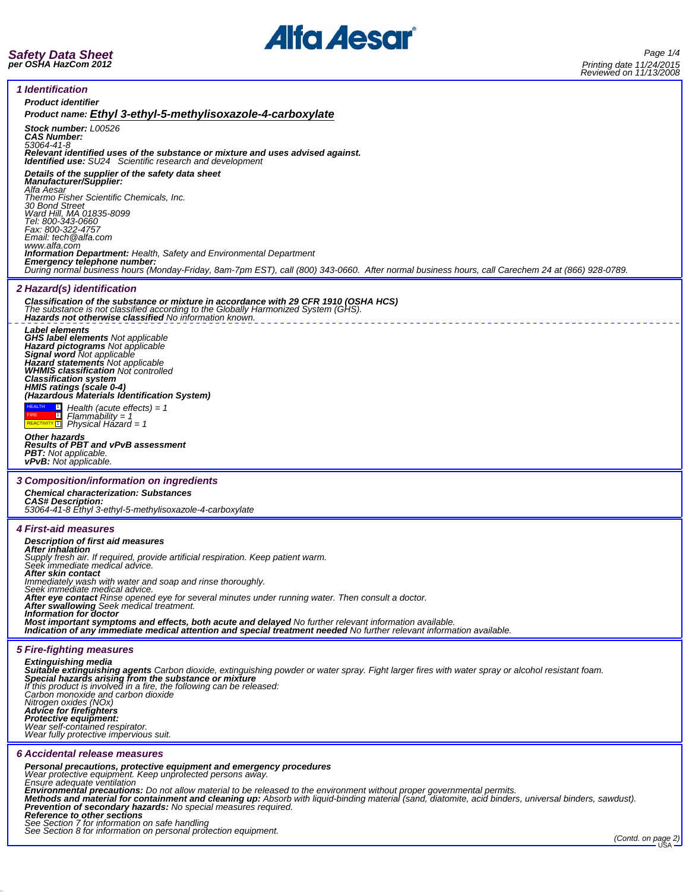# Safety Data Sheet
**per OSHA HazCom 2012**

Printing date 11/24/2015
Reviewed on 11/13/2008

## 1 Identification

**Product identifier**

**Product name: Ethyl 3-ethyl-5-methylisoxazole-4-carboxylate**

**Stock number:** L00526
**CAS Number:**
53064-41-8
**Relevant identified uses of the substance or mixture and uses advised against.**
**Identified use:** SU24 Scientific research and development

**Details of the supplier of the safety data sheet**
**Manufacturer/Supplier:**
Alfa Aesar
Thermo Fisher Scientific Chemicals, Inc.
30 Bond Street
Ward Hill, MA 01835-8099
Tel: 800-343-0660
Fax: 800-322-4757
Email: tech@alfa.com
www.alfa.com
**Information Department:** Health, Safety and Environmental Department
**Emergency telephone number:**
During normal business hours (Monday-Friday, 8am-7pm EST), call (800) 343-0660. After normal business hours, call Carechem 24 at (866) 928-0789.

## 2 Hazard(s) identification

**Classification of the substance or mixture in accordance with 29 CFR 1910 (OSHA HCS)**
The substance is not classified according to the Globally Harmonized System (GHS).
**Hazards not otherwise classified** No information known.

**Label elements**
**GHS label elements** Not applicable
**Hazard pictograms** Not applicable
**Signal word** Not applicable
**Hazard statements** Not applicable
**WHMIS classification** Not controlled
**Classification system**
**HMIS ratings (scale 0-4)**
**(Hazardous Materials Identification System)**

HEALTH 1 Health (acute effects) = 1
FIRE 1 Flammability = 1
REACTIVITY 1 Physical Hazard = 1

**Other hazards**
**Results of PBT and vPvB assessment**
**PBT:** Not applicable.
**vPvB:** Not applicable.

## 3 Composition/information on ingredients

**Chemical characterization: Substances**
**CAS# Description:**
53064-41-8 Ethyl 3-ethyl-5-methylisoxazole-4-carboxylate

## 4 First-aid measures

**Description of first aid measures**
**After inhalation**
Supply fresh air. If required, provide artificial respiration. Keep patient warm.
Seek immediate medical advice.
**After skin contact**
Immediately wash with water and soap and rinse thoroughly.
Seek immediate medical advice.
**After eye contact** Rinse opened eye for several minutes under running water. Then consult a doctor.
**After swallowing** Seek medical treatment.
**Information for doctor**
**Most important symptoms and effects, both acute and delayed** No further relevant information available.
**Indication of any immediate medical attention and special treatment needed** No further relevant information available.

## 5 Fire-fighting measures

**Extinguishing media**
**Suitable extinguishing agents** Carbon dioxide, extinguishing powder or water spray. Fight larger fires with water spray or alcohol resistant foam.
**Special hazards arising from the substance or mixture**
If this product is involved in a fire, the following can be released:
Carbon monoxide and carbon dioxide
Nitrogen oxides (NOx)
**Advice for firefighters**
**Protective equipment:**
Wear self-contained respirator.
Wear fully protective impervious suit.

## 6 Accidental release measures

**Personal precautions, protective equipment and emergency procedures**
Wear protective equipment. Keep unprotected persons away.
Ensure adequate ventilation
**Environmental precautions:** Do not allow material to be released to the environment without proper governmental permits.
**Methods and material for containment and cleaning up:** Absorb with liquid-binding material (sand, diatomite, acid binders, universal binders, sawdust).
**Prevention of secondary hazards:** No special measures required.
**Reference to other sections**
See Section 7 for information on safe handling
See Section 8 for information on personal protection equipment.

(Contd. on page 2)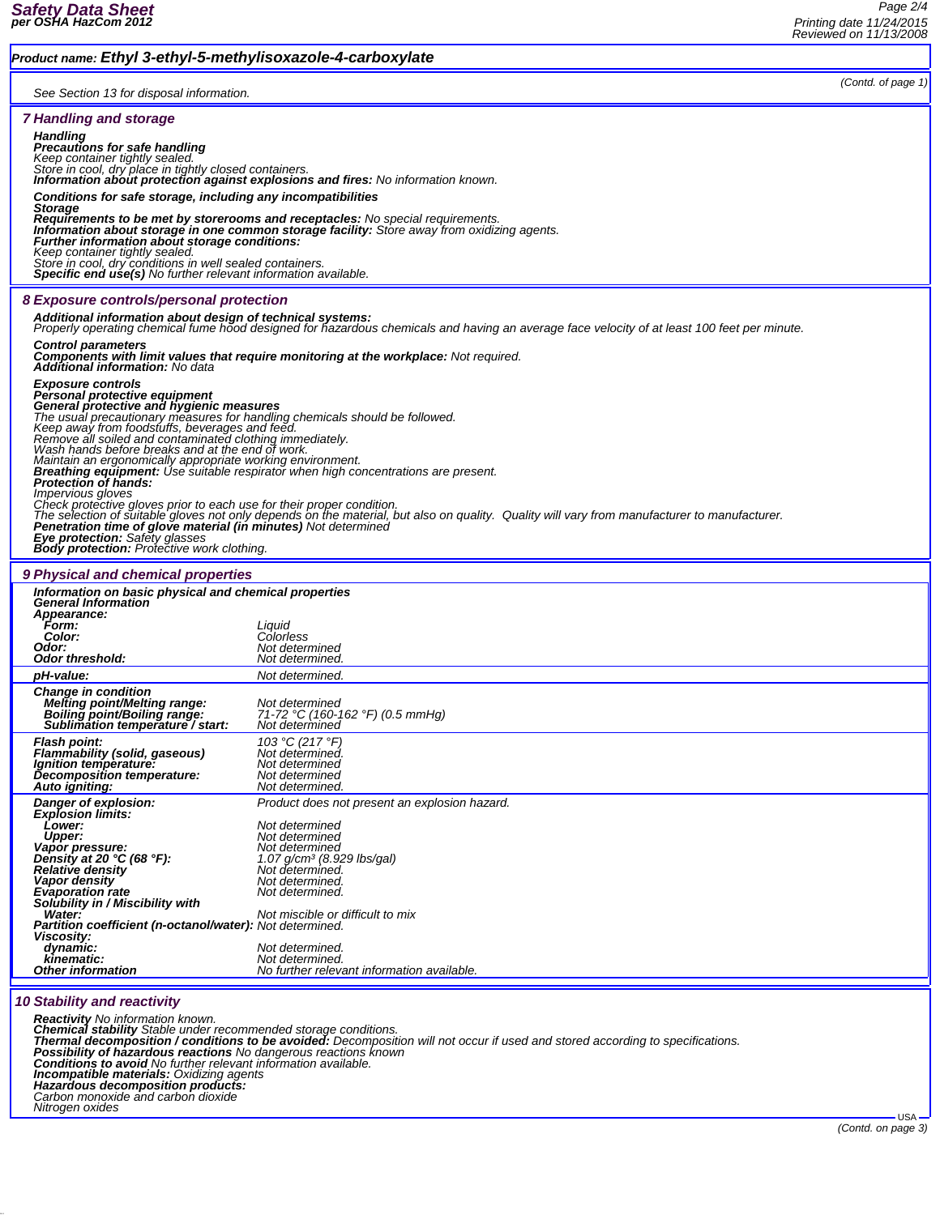**Product name: Ethyl 3-ethyl-5-methylisoxazole-4-carboxylate**

(Contd. of page 1)

See Section 13 for disposal information.

## 7 Handling and storage

**Handling**
**Precautions for safe handling**
Keep container tightly sealed.
Store in cool, dry place in tightly closed containers.
**Information about protection against explosions and fires:** No information known.

**Conditions for safe storage, including any incompatibilities**
**Storage**
**Requirements to be met by storerooms and receptacles:** No special requirements.
**Information about storage in one common storage facility:** Store away from oxidizing agents.
**Further information about storage conditions:**
Keep container tightly sealed.
Store in cool, dry conditions in well sealed containers.
**Specific end use(s)** No further relevant information available.

## 8 Exposure controls/personal protection

**Additional information about design of technical systems:**
Properly operating chemical fume hood designed for hazardous chemicals and having an average face velocity of at least 100 feet per minute.

**Control parameters**
**Components with limit values that require monitoring at the workplace:** Not required.
**Additional information:** No data

**Exposure controls**
**Personal protective equipment**
**General protective and hygienic measures**
The usual precautionary measures for handling chemicals should be followed.
Keep away from foodstuffs, beverages and feed.
Remove all soiled and contaminated clothing immediately.
Wash hands before breaks and at the end of work.
Maintain an ergonomically appropriate working environment.
**Breathing equipment:** Use suitable respirator when high concentrations are present.
**Protection of hands:**
Impervious gloves
Check protective gloves prior to each use for their proper condition.
The selection of suitable gloves not only depends on the material, but also on quality. Quality will vary from manufacturer to manufacturer.
**Penetration time of glove material (in minutes)** Not determined
**Eye protection:** Safety glasses
**Body protection:** Protective work clothing.

## 9 Physical and chemical properties

**Information on basic physical and chemical properties**
**General Information**

| | |
|---|---|
| **Appearance:** | |
| **Form:** | Liquid |
| **Color:** | Colorless |
| **Odor:** | Not determined |
| **Odor threshold:** | Not determined. |
| **pH-value:** | Not determined. |
| **Change in condition** | |
| **Melting point/Melting range:** | Not determined |
| **Boiling point/Boiling range:** | 71-72 °C (160-162 °F) (0.5 mmHg) |
| **Sublimation temperature / start:** | Not determined |
| **Flash point:** | 103 °C (217 °F) |
| **Flammability (solid, gaseous)** | Not determined. |
| **Ignition temperature:** | Not determined |
| **Decomposition temperature:** | Not determined |
| **Auto igniting:** | Not determined. |
| **Danger of explosion:** | Product does not present an explosion hazard. |
| **Explosion limits:** | |
| **Lower:** | Not determined |
| **Upper:** | Not determined |
| **Vapor pressure:** | Not determined |
| **Density at 20 °C (68 °F):** | 1.07 g/cm³ (8.929 lbs/gal) |
| **Relative density** | Not determined. |
| **Vapor density** | Not determined. |
| **Evaporation rate** | Not determined. |
| **Solubility in / Miscibility with** | |
| **Water:** | Not miscible or difficult to mix |
| **Partition coefficient (n-octanol/water):** | Not determined. |
| **Viscosity:** | |
| **dynamic:** | Not determined. |
| **kinematic:** | Not determined. |
| **Other information** | No further relevant information available. |

## 10 Stability and reactivity

**Reactivity** No information known.
**Chemical stability** Stable under recommended storage conditions.
**Thermal decomposition / conditions to be avoided:** Decomposition will not occur if used and stored according to specifications.
**Possibility of hazardous reactions** No dangerous reactions known
**Conditions to avoid** No further relevant information available.
**Incompatible materials:** Oxidizing agents
**Hazardous decomposition products:**
Carbon monoxide and carbon dioxide
Nitrogen oxides

(Contd. on page 3)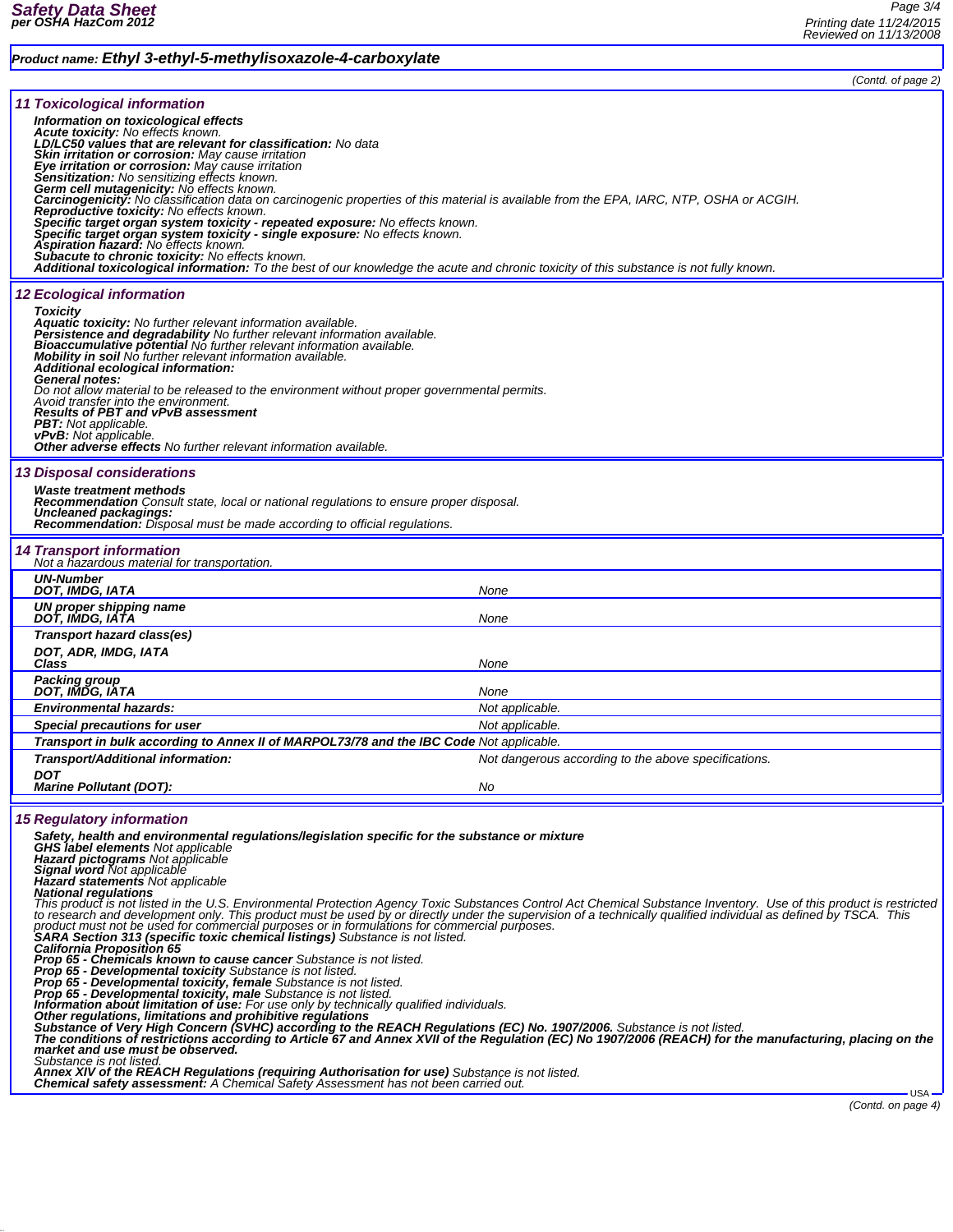**Product name: Ethyl 3-ethyl-5-methylisoxazole-4-carboxylate**

(Contd. of page 2)

## 11 Toxicological information

**Information on toxicological effects**
**Acute toxicity:** No effects known.
**LD/LC50 values that are relevant for classification:** No data
**Skin irritation or corrosion:** May cause irritation
**Eye irritation or corrosion:** May cause irritation
**Sensitization:** No sensitizing effects known.
**Germ cell mutagenicity:** No effects known.
**Carcinogenicity:** No classification data on carcinogenic properties of this material is available from the EPA, IARC, NTP, OSHA or ACGIH.
**Reproductive toxicity:** No effects known.
**Specific target organ system toxicity - repeated exposure:** No effects known.
**Specific target organ system toxicity - single exposure:** No effects known.
**Aspiration hazard:** No effects known.
**Subacute to chronic toxicity:** No effects known.
**Additional toxicological information:** To the best of our knowledge the acute and chronic toxicity of this substance is not fully known.

## 12 Ecological information

**Toxicity**
**Aquatic toxicity:** No further relevant information available.
**Persistence and degradability** No further relevant information available.
**Bioaccumulative potential** No further relevant information available.
**Mobility in soil** No further relevant information available.
**Additional ecological information:**
**General notes:**
Do not allow material to be released to the environment without proper governmental permits.
Avoid transfer into the environment.
**Results of PBT and vPvB assessment**
**PBT:** Not applicable.
**vPvB:** Not applicable.
**Other adverse effects** No further relevant information available.

## 13 Disposal considerations

**Waste treatment methods**
**Recommendation** Consult state, local or national regulations to ensure proper disposal.
**Uncleaned packagings:**
**Recommendation:** Disposal must be made according to official regulations.

## 14 Transport information

Not a hazardous material for transportation.

| | |
|---|---|
| **UN-Number**<br>**DOT, IMDG, IATA** | None |
| **UN proper shipping name**<br>**DOT, IMDG, IATA** | None |
| **Transport hazard class(es)**<br>**DOT, ADR, IMDG, IATA**<br>**Class** | None |
| **Packing group**<br>**DOT, IMDG, IATA** | None |
| **Environmental hazards:** | Not applicable. |
| **Special precautions for user** | Not applicable. |
| **Transport in bulk according to Annex II of MARPOL73/78 and the IBC Code** | Not applicable. |
| **Transport/Additional information:** | Not dangerous according to the above specifications. |
| **DOT**<br>**Marine Pollutant (DOT):** | No |

## 15 Regulatory information

**Safety, health and environmental regulations/legislation specific for the substance or mixture**
**GHS label elements** Not applicable
**Hazard pictograms** Not applicable
**Signal word** Not applicable
**Hazard statements** Not applicable
**National regulations**
This product is not listed in the U.S. Environmental Protection Agency Toxic Substances Control Act Chemical Substance Inventory. Use of this product is restricted to research and development only. This product must be used by or directly under the supervision of a technically qualified individual as defined by TSCA. This product must not be used for commercial purposes or in formulations for commercial purposes.
**SARA Section 313 (specific toxic chemical listings)** Substance is not listed.
**California Proposition 65**
**Prop 65 - Chemicals known to cause cancer** Substance is not listed.
**Prop 65 - Developmental toxicity** Substance is not listed.
**Prop 65 - Developmental toxicity, female** Substance is not listed.
**Prop 65 - Developmental toxicity, male** Substance is not listed.
**Information about limitation of use:** For use only by technically qualified individuals.
**Other regulations, limitations and prohibitive regulations**
**Substance of Very High Concern (SVHC) according to the REACH Regulations (EC) No. 1907/2006.** Substance is not listed.
**The conditions of restrictions according to Article 67 and Annex XVII of the Regulation (EC) No 1907/2006 (REACH) for the manufacturing, placing on the market and use must be observed.**
Substance is not listed.
**Annex XIV of the REACH Regulations (requiring Authorisation for use)** Substance is not listed.
**Chemical safety assessment:** A Chemical Safety Assessment has not been carried out.

(Contd. on page 4)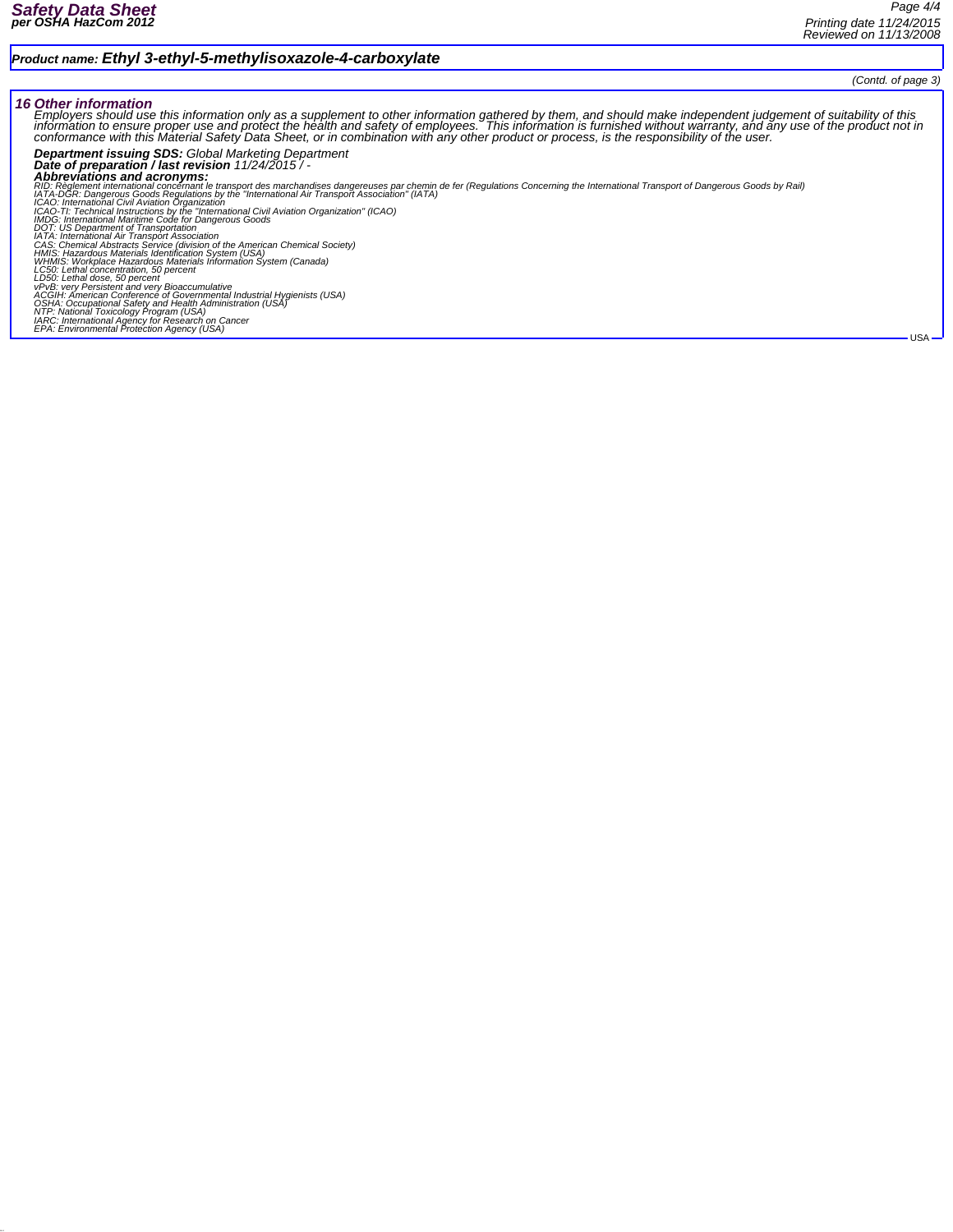**Product name: Ethyl 3-ethyl-5-methylisoxazole-4-carboxylate**

(Contd. of page 3)

## 16 Other information

Employers should use this information only as a supplement to other information gathered by them, and should make independent judgement of suitability of this information to ensure proper use and protect the health and safety of employees. This information is furnished without warranty, and any use of the product not in conformance with this Material Safety Data Sheet, or in combination with any other product or process, is the responsibility of the user.

**Department issuing SDS:** Global Marketing Department

**Date of preparation / last revision** 11/24/2015 / -

**Abbreviations and acronyms:**

RID: Règlement international concernant le transport des marchandises dangereuses par chemin de fer (Regulations Concerning the International Transport of Dangerous Goods by Rail)
IATA-DGR: Dangerous Goods Regulations by the "International Air Transport Association" (IATA)
ICAO: International Civil Aviation Organization
ICAO-TI: Technical Instructions by the "International Civil Aviation Organization" (ICAO)
IMDG: International Maritime Code for Dangerous Goods
DOT: US Department of Transportation
IATA: International Air Transport Association
CAS: Chemical Abstracts Service (division of the American Chemical Society)
HMIS: Hazardous Materials Identification System (USA)
WHMIS: Workplace Hazardous Materials Information System (Canada)
LC50: Lethal concentration, 50 percent
LD50: Lethal dose, 50 percent
vPvB: very Persistent and very Bioaccumulative
ACGIH: American Conference of Governmental Industrial Hygienists (USA)
OSHA: Occupational Safety and Health Administration (USA)
NTP: National Toxicology Program (USA)
IARC: International Agency for Research on Cancer
EPA: Environmental Protection Agency (USA)